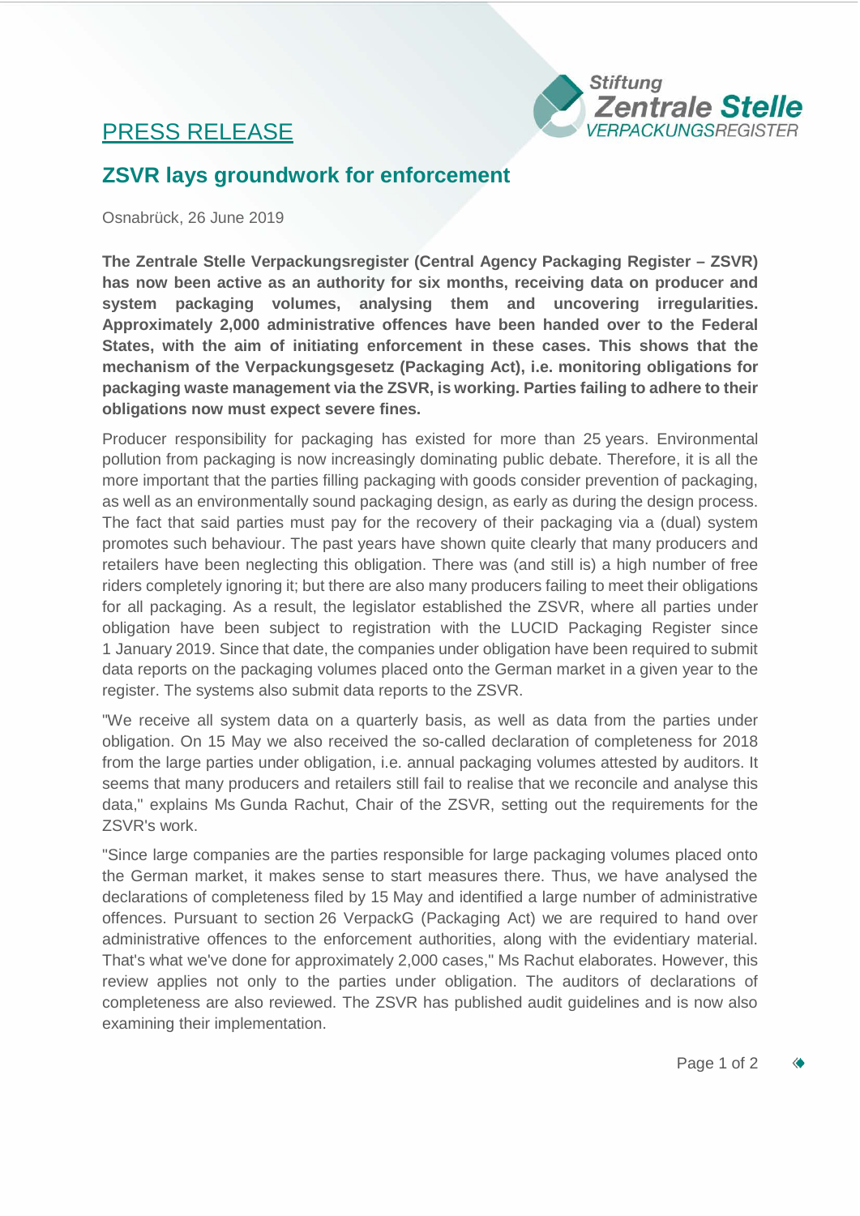PRESS RELEASE

## ZSVR lays groundwork for enforcement

Osnabrück, 26 June 2019

**The Zentrale Stelle Verpackungsregister (Central Agency Packaging Register – ZSVR) has now been active as an authority for six months, receiving data on producer and system packaging volumes, analysing them and uncovering irregularities. Approximately 2,000 administrative offences have been handed over to the Federal States, with the aim of initiating enforcement in these cases. This shows that the mechanism of the Verpackungsgesetz (Packaging Act), i.e. monitoring obligations for packaging waste management via the ZSVR, is working. Parties failing to adhere to their obligations now must expect severe fines.**

Producer responsibility for packaging has existed for more than 25 years. Environmental pollution from packaging is now increasingly dominating public debate. Therefore, it is all the more important that the parties filling packaging with goods consider prevention of packaging, as well as an environmentally sound packaging design, as early as during the design process. The fact that said parties must pay for the recovery of their packaging via a (dual) system promotes such behaviour. The past years have shown quite clearly that many producers and retailers have been neglecting this obligation. There was (and still is) a high number of free riders completely ignoring it; but there are also many producers failing to meet their obligations for all packaging. As a result, the legislator established the ZSVR, where all parties under obligation have been subject to registration with the LUCID Packaging Register since 1 January 2019. Since that date, the companies under obligation have been required to submit data reports on the packaging volumes placed onto the German market in a given year to the register. The systems also submit data reports to the ZSVR.

"We receive all system data on a quarterly basis, as well as data from the parties under obligation. On 15 May we also received the so-called declaration of completeness for 2018 from the large parties under obligation, i.e. annual packaging volumes attested by auditors. It seems that many producers and retailers still fail to realise that we reconcile and analyse this data," explains Ms Gunda Rachut, Chair of the ZSVR, setting out the requirements for the ZSVR's work.

"Since large companies are the parties responsible for large packaging volumes placed onto the German market, it makes sense to start measures there. Thus, we have analysed the declarations of completeness filed by 15 May and identified a large number of administrative offences. Pursuant to section 26 VerpackG (Packaging Act) we are required to hand over administrative offences to the enforcement authorities, along with the evidentiary material. That's what we've done for approximately 2,000 cases," Ms Rachut elaborates. However, this review applies not only to the parties under obligation. The auditors of declarations of completeness are also reviewed. The ZSVR has published audit guidelines and is now also examining their implementation.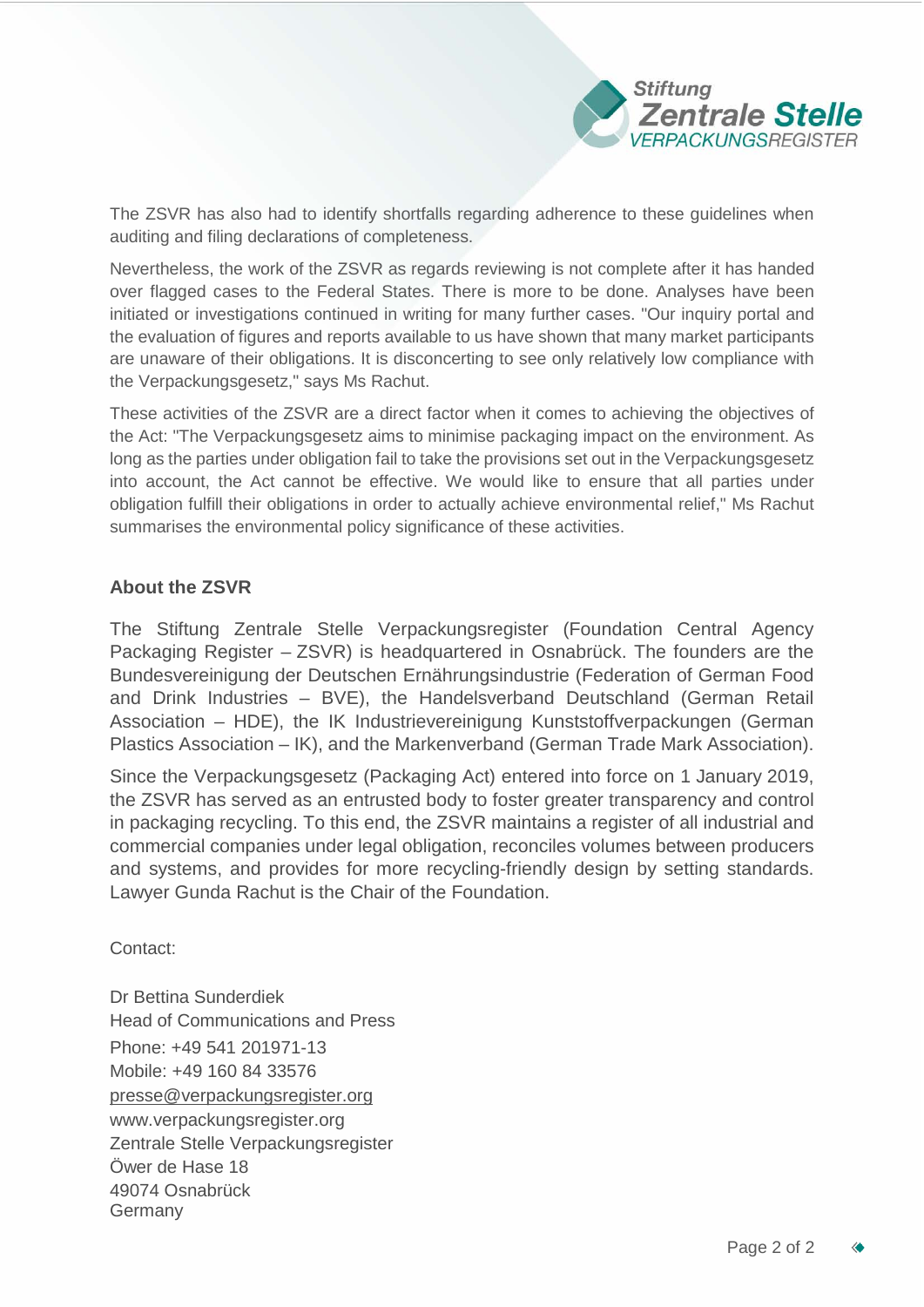The ZSVR has also had to identify shortfalls regarding adherence to these guidelines when auditing and filing declarations of completeness.

Nevertheless, the work of the ZSVR as regards reviewing is not complete after it has handed over flagged cases to the Federal States. There is more to be done. Analyses have been initiated or investigations continued in writing for many further cases. "Our inquiry portal and the evaluation of figures and reports available to us have shown that many market participants are unaware of their obligations. It is disconcerting to see only relatively low compliance with the Verpackungsgesetz," says Ms Rachut.

These activities of the ZSVR are a direct factor when it comes to achieving the objectives of the Act: "The Verpackungsgesetz aims to minimise packaging impact on the environment. As long as the parties under obligation fail to take the provisions set out in the Verpackungsgesetz into account, the Act cannot be effective. We would like to ensure that all parties under obligation fulfill their obligations in order to actually achieve environmental relief," Ms Rachut summarises the environmental policy significance of these activities.

## About the ZSVR

The Stiftung Zentrale Stelle Verpackungsregister (Foundation Central Agency Packaging Register – ZSVR) is headquartered in Osnabrück. The founders are the Bundesvereinigung der Deutschen Ernährungsindustrie (Federation of German Food and Drink Industries – BVE), the Handelsverband Deutschland (German Retail Association – HDE), the IK Industrievereinigung Kunststoffverpackungen (German Plastics Association – IK), and the Markenverband (German Trade Mark Association).

Since the Verpackungsgesetz (Packaging Act) entered into force on 1 January 2019, the ZSVR has served as an entrusted body to foster greater transparency and control in packaging recycling. To this end, the ZSVR maintains a register of all industrial and commercial companies under legal obligation, reconciles volumes between producers and systems, and provides for more recycling-friendly design by setting standards. Lawyer Gunda Rachut is the Chair of the Foundation.

Contact:

Dr Bettina Sunderdiek
Head of Communications and Press
Phone: +49 541 201971-13
Mobile: +49 160 84 33576
presse@verpackungsregister.org
www.verpackungsregister.org
Zentrale Stelle Verpackungsregister
Öwer de Hase 18
49074 Osnabrück
Germany